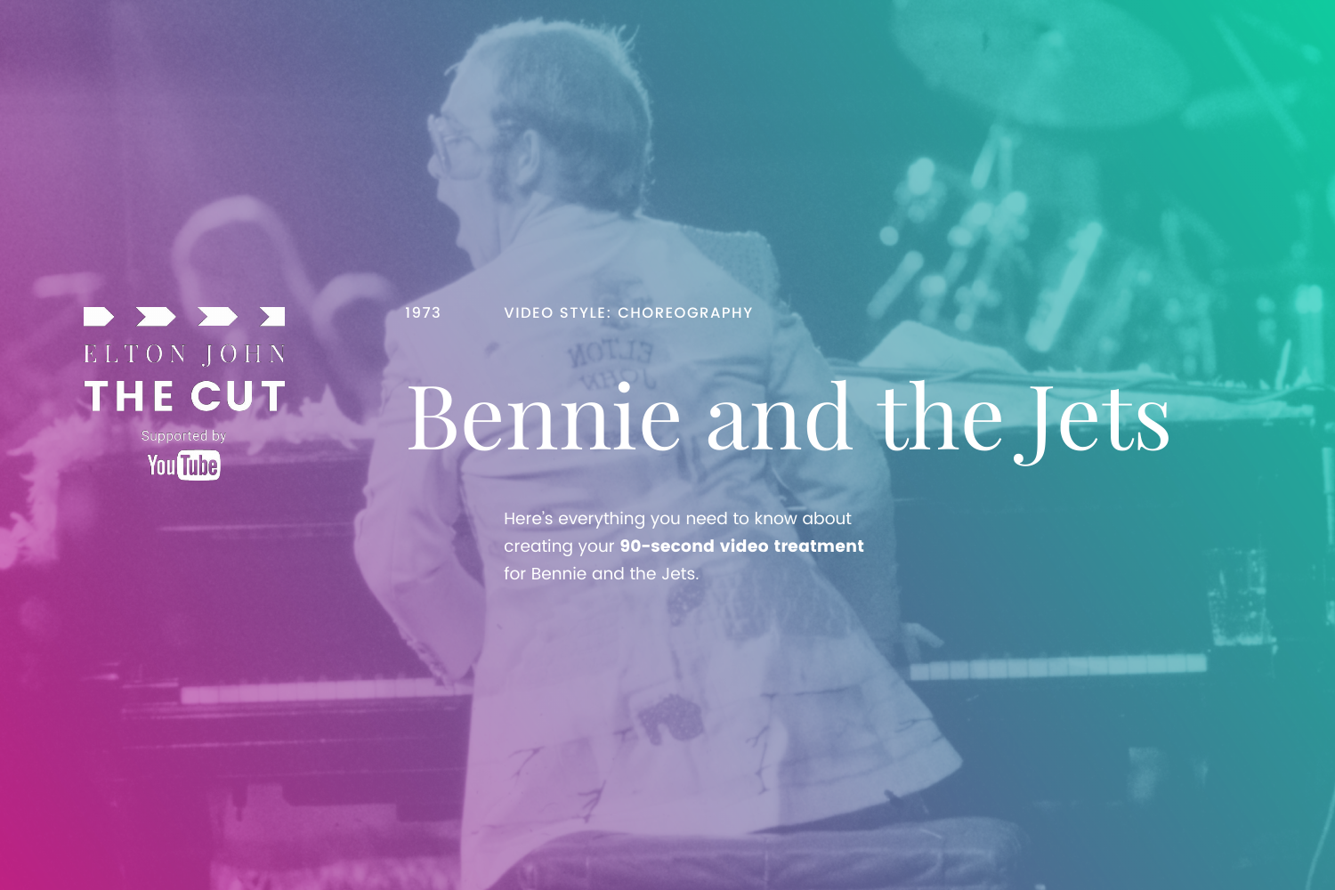ELTON JOHN

**THE CUT**

Supported by YouTube

1973 VIDEO STYLE: CHOREOGRAPHY

# Bennie and the Jets

Here's everything you need to know about creating your **90-second video treatment** for Bennie and the Jets.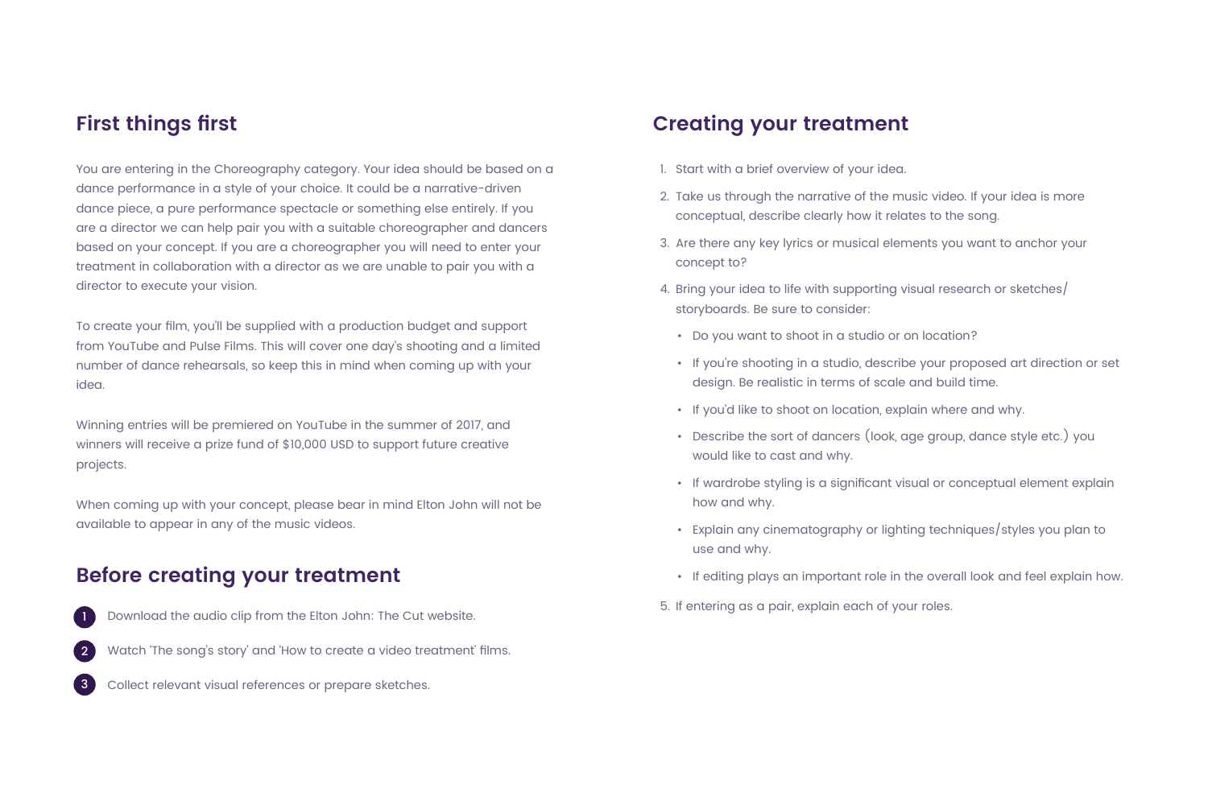## First things first

You are entering in the Choreography category. Your idea should be based on a dance performance in a style of your choice. It could be a narrative-driven dance piece, a pure performance spectacle or something else entirely. If you are a director we can help pair you with a suitable choreographer and dancers based on your concept. If you are a choreographer you will need to enter your treatment in collaboration with a director as we are unable to pair you with a director to execute your vision.

To create your film, you'll be supplied with a production budget and support from YouTube and Pulse Films. This will cover one day's shooting and a limited number of dance rehearsals, so keep this in mind when coming up with your idea.

Winning entries will be premiered on YouTube in the summer of 2017, and winners will receive a prize fund of $10,000 USD to support future creative projects.

When coming up with your concept, please bear in mind Elton John will not be available to appear in any of the music videos.

## Before creating your treatment

1. Download the audio clip from the Elton John: The Cut website.
2. Watch 'The song's story' and 'How to create a video treatment' films.
3. Collect relevant visual references or prepare sketches.

## Creating your treatment

1. Start with a brief overview of your idea.
2. Take us through the narrative of the music video. If your idea is more conceptual, describe clearly how it relates to the song.
3. Are there any key lyrics or musical elements you want to anchor your concept to?
4. Bring your idea to life with supporting visual research or sketches/storyboards. Be sure to consider:
   - Do you want to shoot in a studio or on location?
   - If you're shooting in a studio, describe your proposed art direction or set design. Be realistic in terms of scale and build time.
   - If you'd like to shoot on location, explain where and why.
   - Describe the sort of dancers (look, age group, dance style etc.) you would like to cast and why.
   - If wardrobe styling is a significant visual or conceptual element explain how and why.
   - Explain any cinematography or lighting techniques/styles you plan to use and why.
   - If editing plays an important role in the overall look and feel explain how.
5. If entering as a pair, explain each of your roles.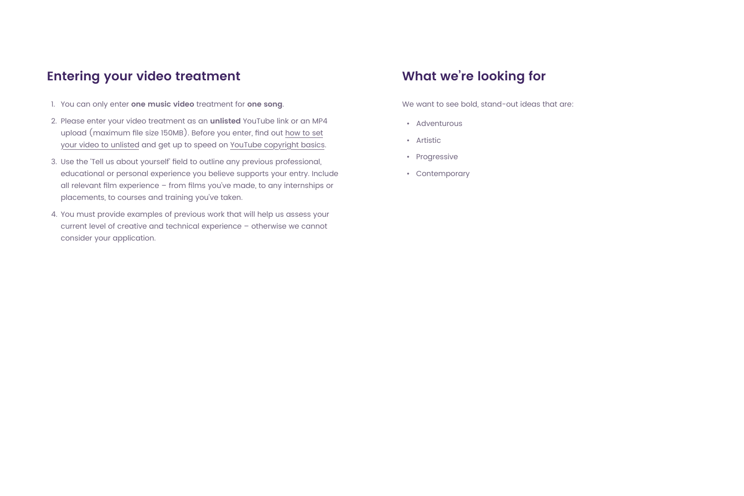## Entering your video treatment

1. You can only enter **one music video** treatment for **one song**.
2. Please enter your video treatment as an **unlisted** YouTube link or an MP4 upload (maximum file size 150MB). Before you enter, find out how to set your video to unlisted and get up to speed on YouTube copyright basics.
3. Use the 'Tell us about yourself' field to outline any previous professional, educational or personal experience you believe supports your entry. Include all relevant film experience – from films you've made, to any internships or placements, to courses and training you've taken.
4. You must provide examples of previous work that will help us assess your current level of creative and technical experience – otherwise we cannot consider your application.

## What we're looking for

We want to see bold, stand-out ideas that are:

- Adventurous
- Artistic
- Progressive
- Contemporary